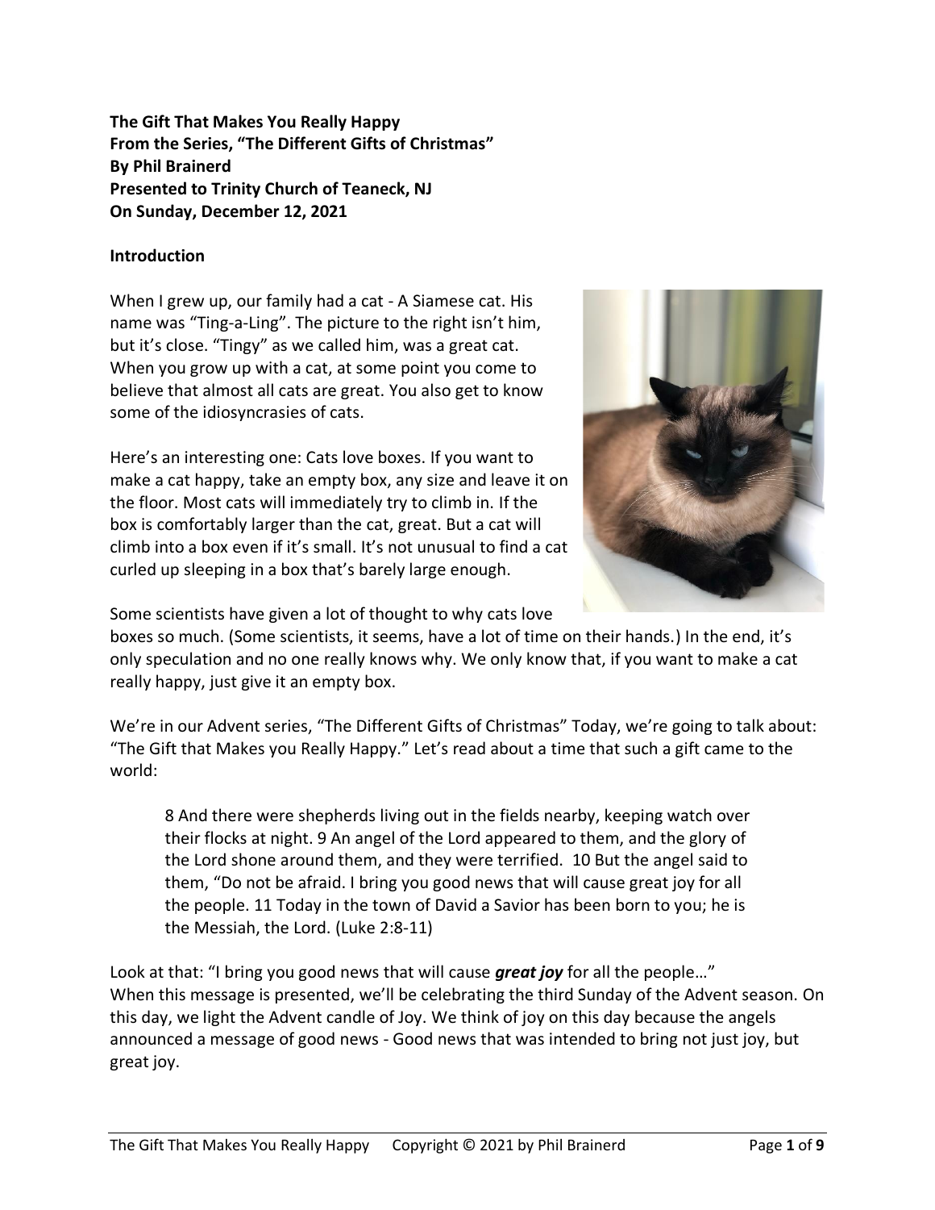**The Gift That Makes You Really Happy**
**From the Series, "The Different Gifts of Christmas"**
**By Phil Brainerd**
**Presented to Trinity Church of Teaneck, NJ**
**On Sunday, December 12, 2021**

## Introduction

When I grew up, our family had a cat - A Siamese cat. His name was "Ting-a-Ling". The picture to the right isn't him, but it's close. "Tingy" as we called him, was a great cat. When you grow up with a cat, at some point you come to believe that almost all cats are great. You also get to know some of the idiosyncrasies of cats.

Here's an interesting one: Cats love boxes. If you want to make a cat happy, take an empty box, any size and leave it on the floor. Most cats will immediately try to climb in. If the box is comfortably larger than the cat, great. But a cat will climb into a box even if it's small. It's not unusual to find a cat curled up sleeping in a box that's barely large enough.

Some scientists have given a lot of thought to why cats love boxes so much. (Some scientists, it seems, have a lot of time on their hands.) In the end, it's only speculation and no one really knows why. We only know that, if you want to make a cat really happy, just give it an empty box.

We're in our Advent series, "The Different Gifts of Christmas" Today, we're going to talk about: "The Gift that Makes you Really Happy." Let's read about a time that such a gift came to the world:

> 8 And there were shepherds living out in the fields nearby, keeping watch over their flocks at night. 9 An angel of the Lord appeared to them, and the glory of the Lord shone around them, and they were terrified. 10 But the angel said to them, "Do not be afraid. I bring you good news that will cause great joy for all the people. 11 Today in the town of David a Savior has been born to you; he is the Messiah, the Lord. (Luke 2:8-11)

Look at that: "I bring you good news that will cause ***great joy*** for all the people…"
When this message is presented, we'll be celebrating the third Sunday of the Advent season. On this day, we light the Advent candle of Joy. We think of joy on this day because the angels announced a message of good news - Good news that was intended to bring not just joy, but great joy.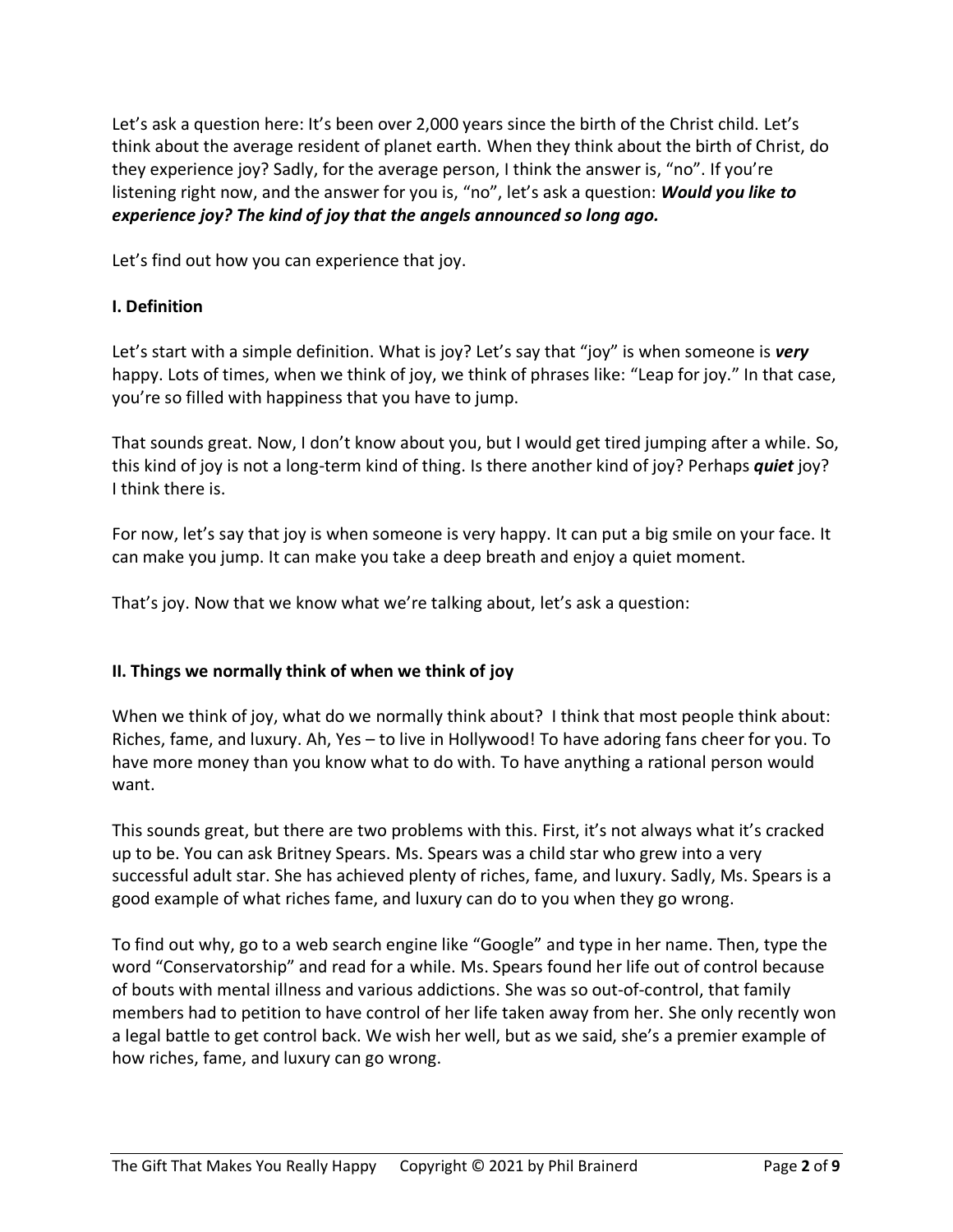Let's ask a question here: It's been over 2,000 years since the birth of the Christ child. Let's think about the average resident of planet earth. When they think about the birth of Christ, do they experience joy? Sadly, for the average person, I think the answer is, "no". If you're listening right now, and the answer for you is, "no", let's ask a question: ***Would you like to experience joy? The kind of joy that the angels announced so long ago.***

Let's find out how you can experience that joy.

**I. Definition**

Let's start with a simple definition. What is joy? Let's say that "joy" is when someone is ***very*** happy. Lots of times, when we think of joy, we think of phrases like: "Leap for joy." In that case, you're so filled with happiness that you have to jump.

That sounds great. Now, I don't know about you, but I would get tired jumping after a while. So, this kind of joy is not a long-term kind of thing. Is there another kind of joy? Perhaps ***quiet*** joy? I think there is.

For now, let's say that joy is when someone is very happy. It can put a big smile on your face. It can make you jump. It can make you take a deep breath and enjoy a quiet moment.

That's joy. Now that we know what we're talking about, let's ask a question:

**II. Things we normally think of when we think of joy**

When we think of joy, what do we normally think about? I think that most people think about: Riches, fame, and luxury. Ah, Yes – to live in Hollywood! To have adoring fans cheer for you. To have more money than you know what to do with. To have anything a rational person would want.

This sounds great, but there are two problems with this. First, it's not always what it's cracked up to be. You can ask Britney Spears. Ms. Spears was a child star who grew into a very successful adult star. She has achieved plenty of riches, fame, and luxury. Sadly, Ms. Spears is a good example of what riches fame, and luxury can do to you when they go wrong.

To find out why, go to a web search engine like "Google" and type in her name. Then, type the word "Conservatorship" and read for a while. Ms. Spears found her life out of control because of bouts with mental illness and various addictions. She was so out-of-control, that family members had to petition to have control of her life taken away from her. She only recently won a legal battle to get control back. We wish her well, but as we said, she's a premier example of how riches, fame, and luxury can go wrong.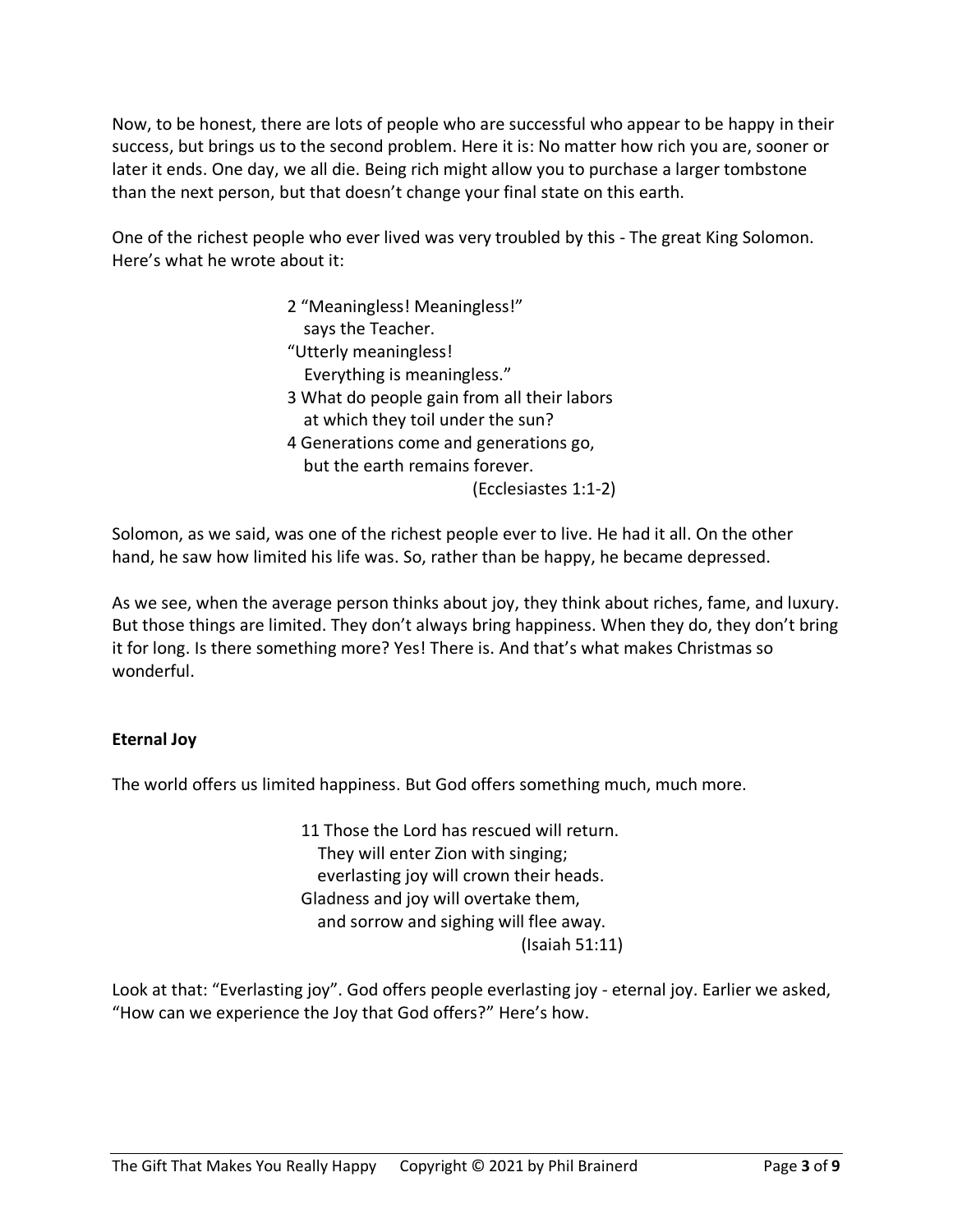Now, to be honest, there are lots of people who are successful who appear to be happy in their success, but brings us to the second problem. Here it is: No matter how rich you are, sooner or later it ends. One day, we all die. Being rich might allow you to purchase a larger tombstone than the next person, but that doesn't change your final state on this earth.

One of the richest people who ever lived was very troubled by this - The great King Solomon. Here's what he wrote about it:

> 2 "Meaningless! Meaningless!"
> says the Teacher.
> "Utterly meaningless!
> Everything is meaningless."
> 3 What do people gain from all their labors
> at which they toil under the sun?
> 4 Generations come and generations go,
> but the earth remains forever.
> (Ecclesiastes 1:1-2)

Solomon, as we said, was one of the richest people ever to live. He had it all. On the other hand, he saw how limited his life was. So, rather than be happy, he became depressed.

As we see, when the average person thinks about joy, they think about riches, fame, and luxury. But those things are limited. They don't always bring happiness. When they do, they don't bring it for long. Is there something more? Yes! There is. And that's what makes Christmas so wonderful.

**Eternal Joy**

The world offers us limited happiness. But God offers something much, much more.

> 11 Those the Lord has rescued will return.
> They will enter Zion with singing;
> everlasting joy will crown their heads.
> Gladness and joy will overtake them,
> and sorrow and sighing will flee away.
> (Isaiah 51:11)

Look at that: "Everlasting joy". God offers people everlasting joy - eternal joy. Earlier we asked, "How can we experience the Joy that God offers?" Here's how.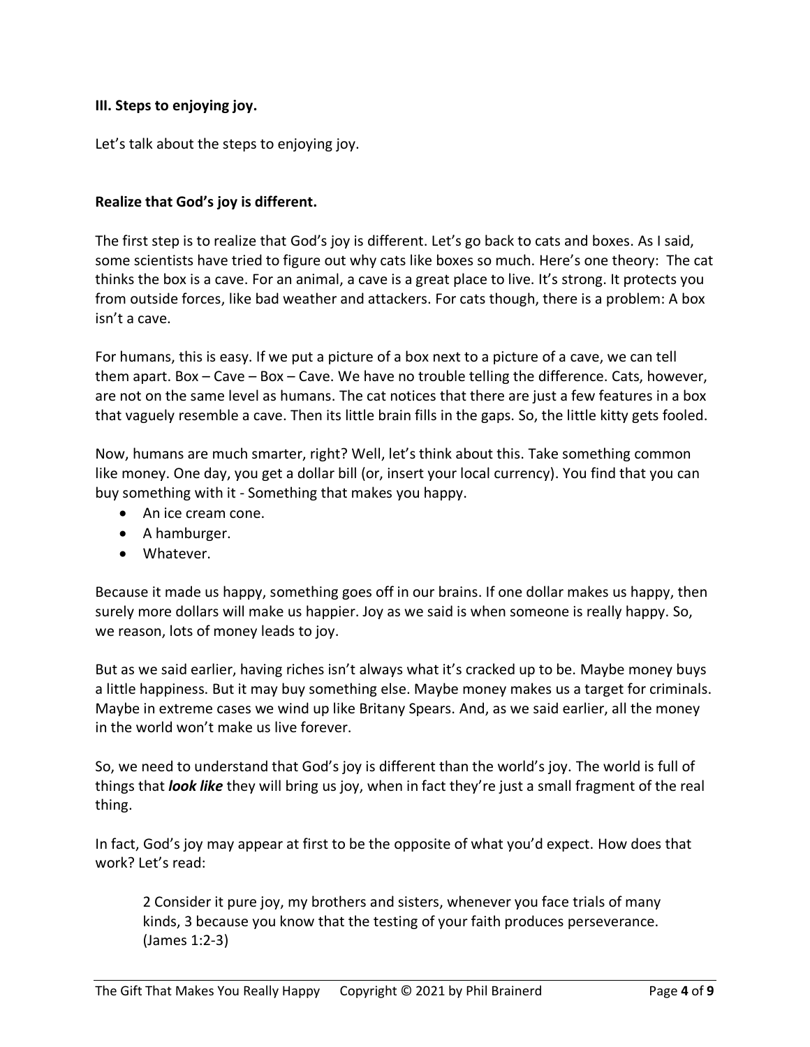**III. Steps to enjoying joy.**

Let's talk about the steps to enjoying joy.

**Realize that God's joy is different.**

The first step is to realize that God's joy is different. Let's go back to cats and boxes. As I said, some scientists have tried to figure out why cats like boxes so much. Here's one theory: The cat thinks the box is a cave. For an animal, a cave is a great place to live. It's strong. It protects you from outside forces, like bad weather and attackers. For cats though, there is a problem: A box isn't a cave.

For humans, this is easy. If we put a picture of a box next to a picture of a cave, we can tell them apart. Box – Cave – Box – Cave. We have no trouble telling the difference. Cats, however, are not on the same level as humans. The cat notices that there are just a few features in a box that vaguely resemble a cave. Then its little brain fills in the gaps. So, the little kitty gets fooled.

Now, humans are much smarter, right? Well, let's think about this. Take something common like money. One day, you get a dollar bill (or, insert your local currency). You find that you can buy something with it - Something that makes you happy.

- An ice cream cone.
- A hamburger.
- Whatever.

Because it made us happy, something goes off in our brains. If one dollar makes us happy, then surely more dollars will make us happier. Joy as we said is when someone is really happy. So, we reason, lots of money leads to joy.

But as we said earlier, having riches isn't always what it's cracked up to be. Maybe money buys a little happiness. But it may buy something else. Maybe money makes us a target for criminals. Maybe in extreme cases we wind up like Britany Spears. And, as we said earlier, all the money in the world won't make us live forever.

So, we need to understand that God's joy is different than the world's joy. The world is full of things that ***look like*** they will bring us joy, when in fact they're just a small fragment of the real thing.

In fact, God's joy may appear at first to be the opposite of what you'd expect. How does that work? Let's read:

> 2 Consider it pure joy, my brothers and sisters, whenever you face trials of many kinds, 3 because you know that the testing of your faith produces perseverance. (James 1:2-3)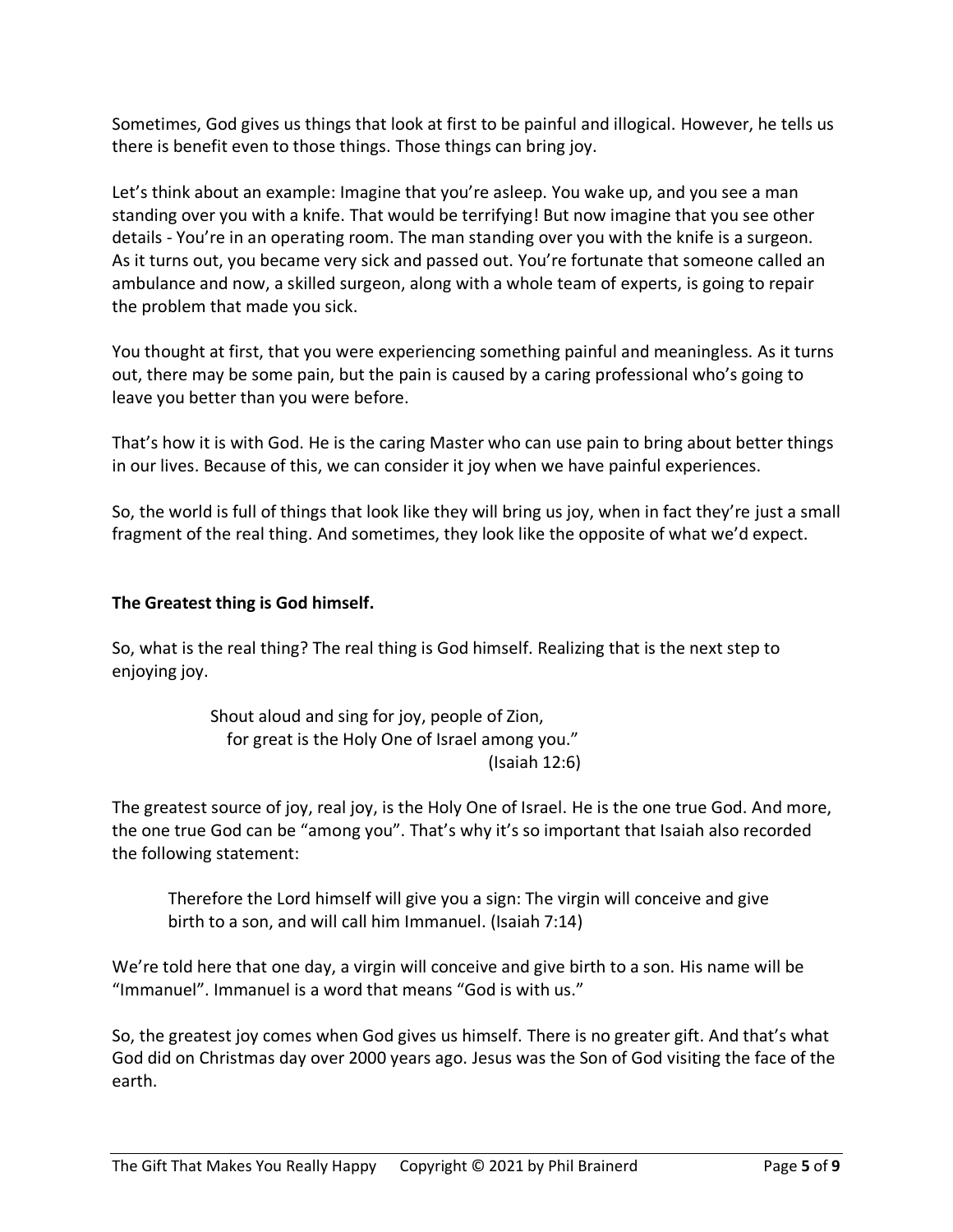Sometimes, God gives us things that look at first to be painful and illogical. However, he tells us there is benefit even to those things. Those things can bring joy.

Let's think about an example: Imagine that you're asleep. You wake up, and you see a man standing over you with a knife. That would be terrifying! But now imagine that you see other details - You're in an operating room. The man standing over you with the knife is a surgeon. As it turns out, you became very sick and passed out. You're fortunate that someone called an ambulance and now, a skilled surgeon, along with a whole team of experts, is going to repair the problem that made you sick.

You thought at first, that you were experiencing something painful and meaningless. As it turns out, there may be some pain, but the pain is caused by a caring professional who's going to leave you better than you were before.

That's how it is with God. He is the caring Master who can use pain to bring about better things in our lives. Because of this, we can consider it joy when we have painful experiences.

So, the world is full of things that look like they will bring us joy, when in fact they're just a small fragment of the real thing. And sometimes, they look like the opposite of what we'd expect.

**The Greatest thing is God himself.**

So, what is the real thing? The real thing is God himself. Realizing that is the next step to enjoying joy.

> Shout aloud and sing for joy, people of Zion,
> for great is the Holy One of Israel among you."
> (Isaiah 12:6)

The greatest source of joy, real joy, is the Holy One of Israel. He is the one true God. And more, the one true God can be "among you". That's why it's so important that Isaiah also recorded the following statement:

> Therefore the Lord himself will give you a sign: The virgin will conceive and give birth to a son, and will call him Immanuel. (Isaiah 7:14)

We're told here that one day, a virgin will conceive and give birth to a son. His name will be "Immanuel". Immanuel is a word that means "God is with us."

So, the greatest joy comes when God gives us himself. There is no greater gift. And that's what God did on Christmas day over 2000 years ago. Jesus was the Son of God visiting the face of the earth.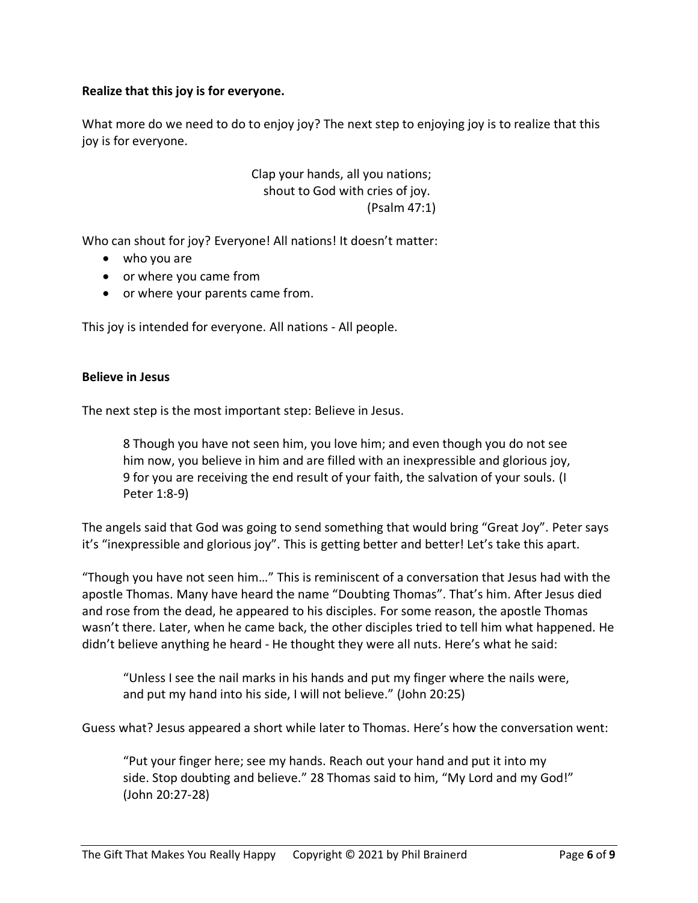**Realize that this joy is for everyone.**

What more do we need to do to enjoy joy? The next step to enjoying joy is to realize that this joy is for everyone.

> Clap your hands, all you nations;
> shout to God with cries of joy.
> (Psalm 47:1)

Who can shout for joy? Everyone! All nations! It doesn't matter:

- who you are
- or where you came from
- or where your parents came from.

This joy is intended for everyone. All nations - All people.

**Believe in Jesus**

The next step is the most important step: Believe in Jesus.

> 8 Though you have not seen him, you love him; and even though you do not see him now, you believe in him and are filled with an inexpressible and glorious joy, 9 for you are receiving the end result of your faith, the salvation of your souls. (I Peter 1:8-9)

The angels said that God was going to send something that would bring "Great Joy". Peter says it's "inexpressible and glorious joy". This is getting better and better! Let's take this apart.

"Though you have not seen him…" This is reminiscent of a conversation that Jesus had with the apostle Thomas. Many have heard the name "Doubting Thomas". That's him. After Jesus died and rose from the dead, he appeared to his disciples. For some reason, the apostle Thomas wasn't there. Later, when he came back, the other disciples tried to tell him what happened. He didn't believe anything he heard - He thought they were all nuts. Here's what he said:

> "Unless I see the nail marks in his hands and put my finger where the nails were, and put my hand into his side, I will not believe." (John 20:25)

Guess what? Jesus appeared a short while later to Thomas. Here's how the conversation went:

> "Put your finger here; see my hands. Reach out your hand and put it into my side. Stop doubting and believe." 28 Thomas said to him, "My Lord and my God!" (John 20:27-28)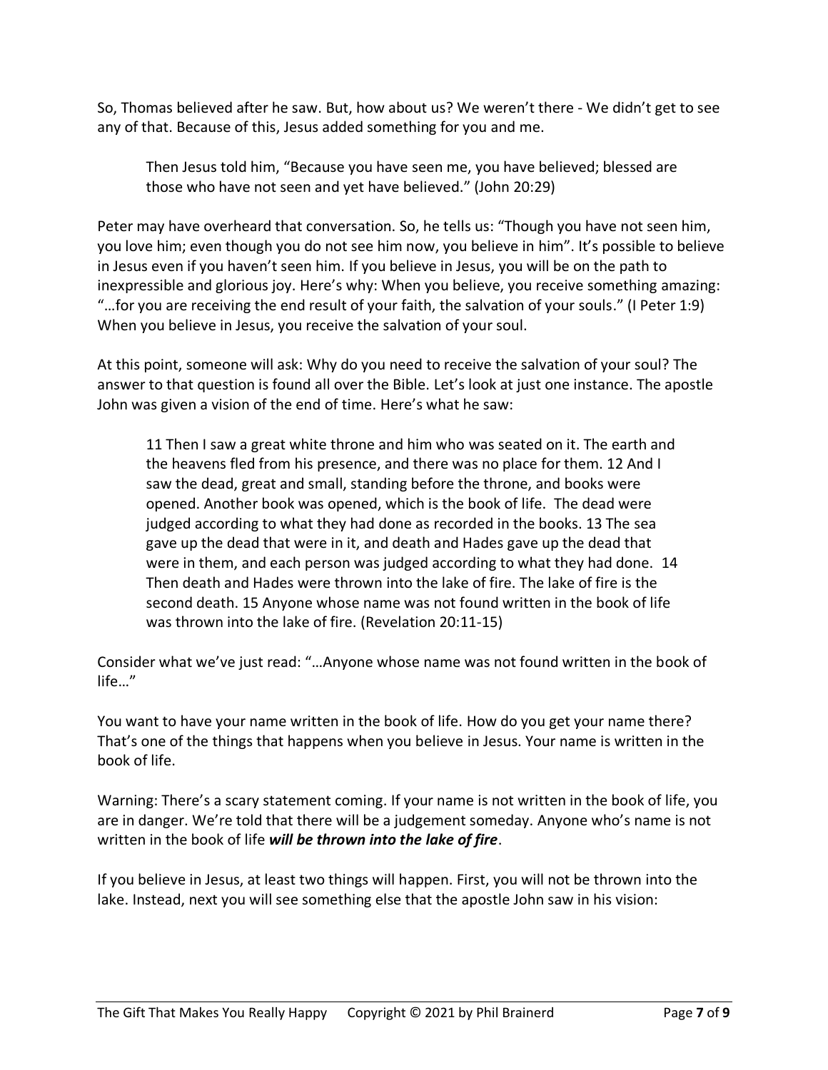So, Thomas believed after he saw. But, how about us? We weren't there - We didn't get to see any of that. Because of this, Jesus added something for you and me.

> Then Jesus told him, "Because you have seen me, you have believed; blessed are those who have not seen and yet have believed." (John 20:29)

Peter may have overheard that conversation. So, he tells us: "Though you have not seen him, you love him; even though you do not see him now, you believe in him". It's possible to believe in Jesus even if you haven't seen him. If you believe in Jesus, you will be on the path to inexpressible and glorious joy. Here's why: When you believe, you receive something amazing: "…for you are receiving the end result of your faith, the salvation of your souls." (I Peter 1:9) When you believe in Jesus, you receive the salvation of your soul.

At this point, someone will ask: Why do you need to receive the salvation of your soul? The answer to that question is found all over the Bible. Let's look at just one instance. The apostle John was given a vision of the end of time. Here's what he saw:

> 11 Then I saw a great white throne and him who was seated on it. The earth and the heavens fled from his presence, and there was no place for them. 12 And I saw the dead, great and small, standing before the throne, and books were opened. Another book was opened, which is the book of life. The dead were judged according to what they had done as recorded in the books. 13 The sea gave up the dead that were in it, and death and Hades gave up the dead that were in them, and each person was judged according to what they had done. 14 Then death and Hades were thrown into the lake of fire. The lake of fire is the second death. 15 Anyone whose name was not found written in the book of life was thrown into the lake of fire. (Revelation 20:11-15)

Consider what we've just read: "…Anyone whose name was not found written in the book of life…"

You want to have your name written in the book of life. How do you get your name there? That's one of the things that happens when you believe in Jesus. Your name is written in the book of life.

Warning: There's a scary statement coming. If your name is not written in the book of life, you are in danger. We're told that there will be a judgement someday. Anyone who's name is not written in the book of life ***will be thrown into the lake of fire***.

If you believe in Jesus, at least two things will happen. First, you will not be thrown into the lake. Instead, next you will see something else that the apostle John saw in his vision: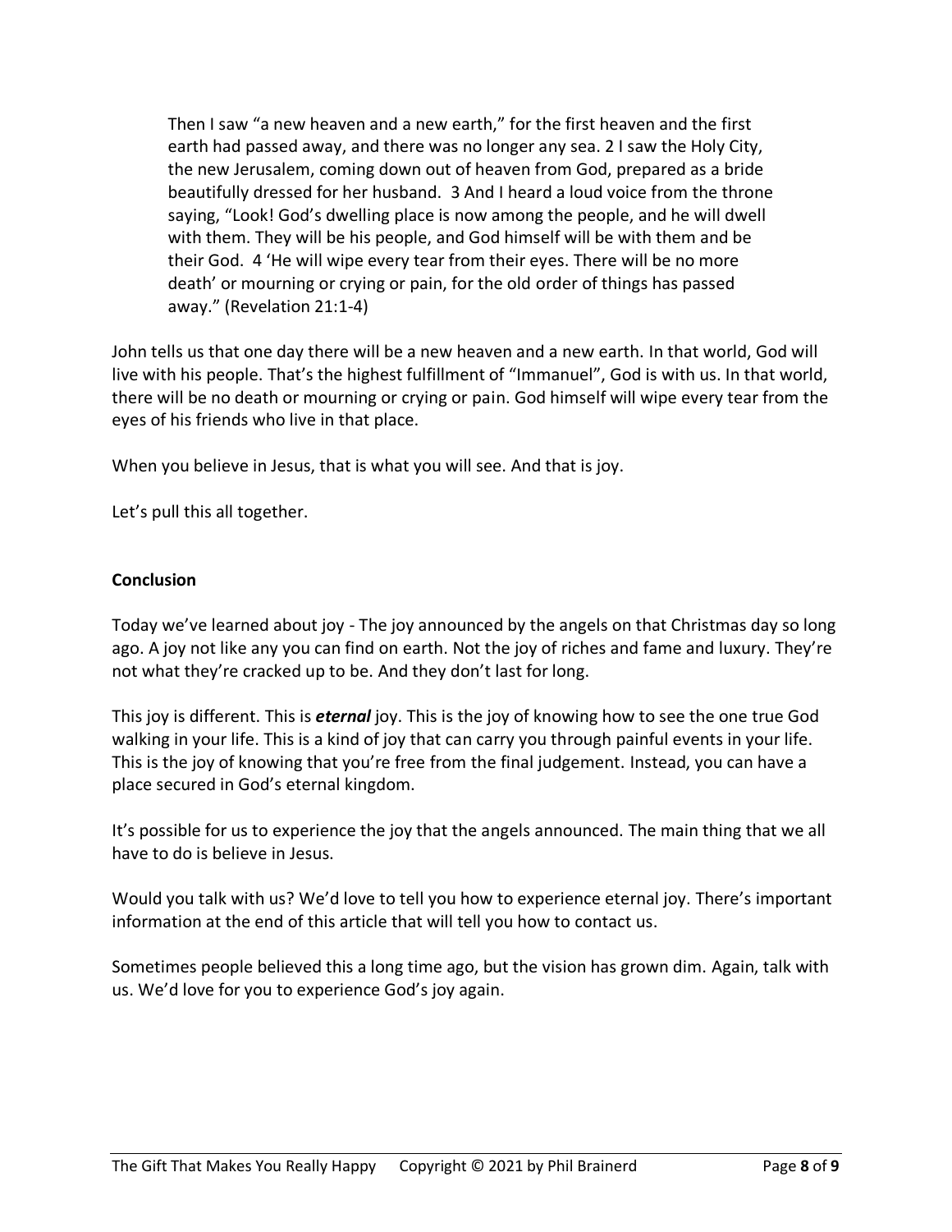> Then I saw "a new heaven and a new earth," for the first heaven and the first earth had passed away, and there was no longer any sea. 2 I saw the Holy City, the new Jerusalem, coming down out of heaven from God, prepared as a bride beautifully dressed for her husband. 3 And I heard a loud voice from the throne saying, "Look! God's dwelling place is now among the people, and he will dwell with them. They will be his people, and God himself will be with them and be their God. 4 'He will wipe every tear from their eyes. There will be no more death' or mourning or crying or pain, for the old order of things has passed away." (Revelation 21:1-4)

John tells us that one day there will be a new heaven and a new earth. In that world, God will live with his people. That's the highest fulfillment of "Immanuel", God is with us. In that world, there will be no death or mourning or crying or pain. God himself will wipe every tear from the eyes of his friends who live in that place.

When you believe in Jesus, that is what you will see. And that is joy.

Let's pull this all together.

**Conclusion**

Today we've learned about joy - The joy announced by the angels on that Christmas day so long ago. A joy not like any you can find on earth. Not the joy of riches and fame and luxury. They're not what they're cracked up to be. And they don't last for long.

This joy is different. This is ***eternal*** joy. This is the joy of knowing how to see the one true God walking in your life. This is a kind of joy that can carry you through painful events in your life. This is the joy of knowing that you're free from the final judgement. Instead, you can have a place secured in God's eternal kingdom.

It's possible for us to experience the joy that the angels announced. The main thing that we all have to do is believe in Jesus.

Would you talk with us? We'd love to tell you how to experience eternal joy. There's important information at the end of this article that will tell you how to contact us.

Sometimes people believed this a long time ago, but the vision has grown dim. Again, talk with us. We'd love for you to experience God's joy again.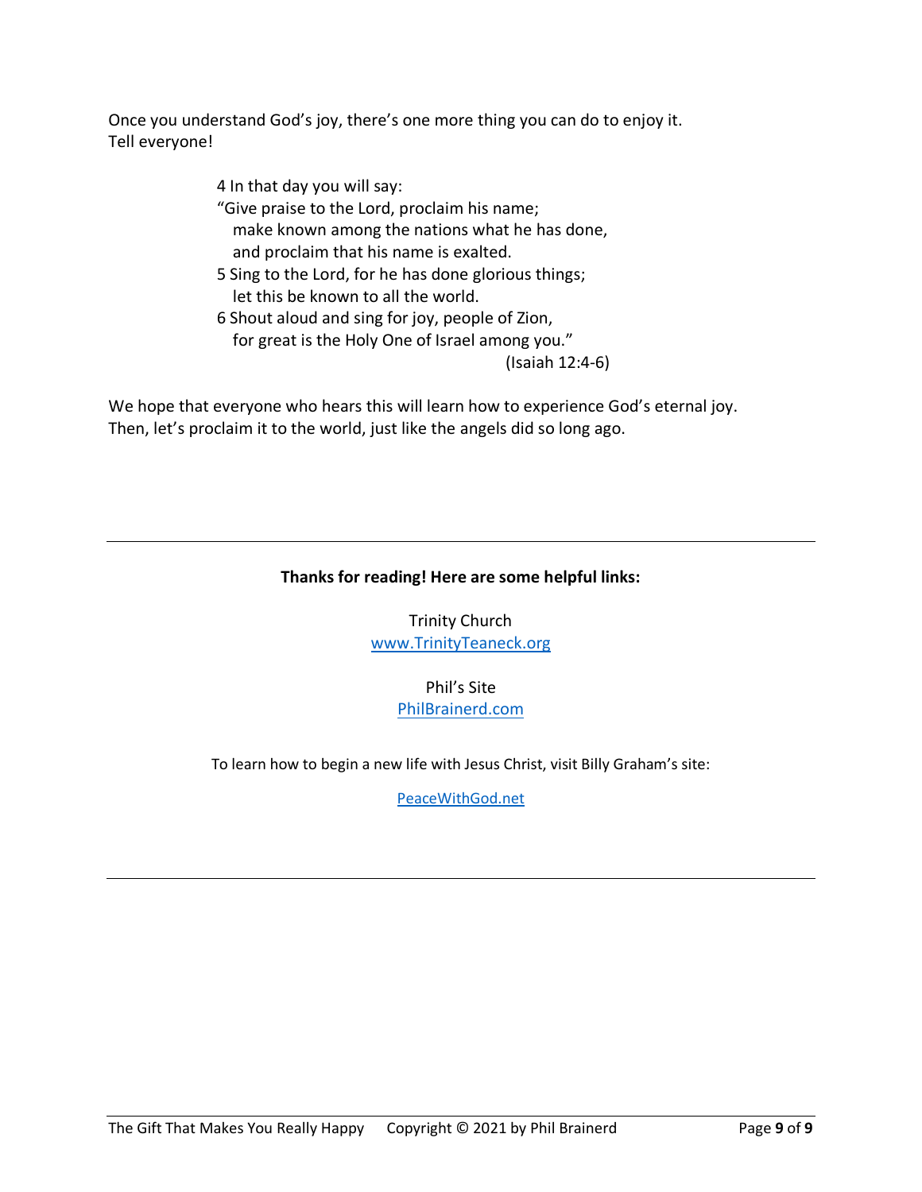Once you understand God's joy, there's one more thing you can do to enjoy it.
Tell everyone!

> 4 In that day you will say:
> "Give praise to the Lord, proclaim his name;
>   make known among the nations what he has done,
>   and proclaim that his name is exalted.
> 5 Sing to the Lord, for he has done glorious things;
>   let this be known to all the world.
> 6 Shout aloud and sing for joy, people of Zion,
>   for great is the Holy One of Israel among you."
> (Isaiah 12:4-6)

We hope that everyone who hears this will learn how to experience God's eternal joy.
Then, let's proclaim it to the world, just like the angels did so long ago.

---

**Thanks for reading! Here are some helpful links:**

Trinity Church
www.TrinityTeaneck.org

Phil's Site
PhilBrainerd.com

To learn how to begin a new life with Jesus Christ, visit Billy Graham's site:

PeaceWithGod.net

---